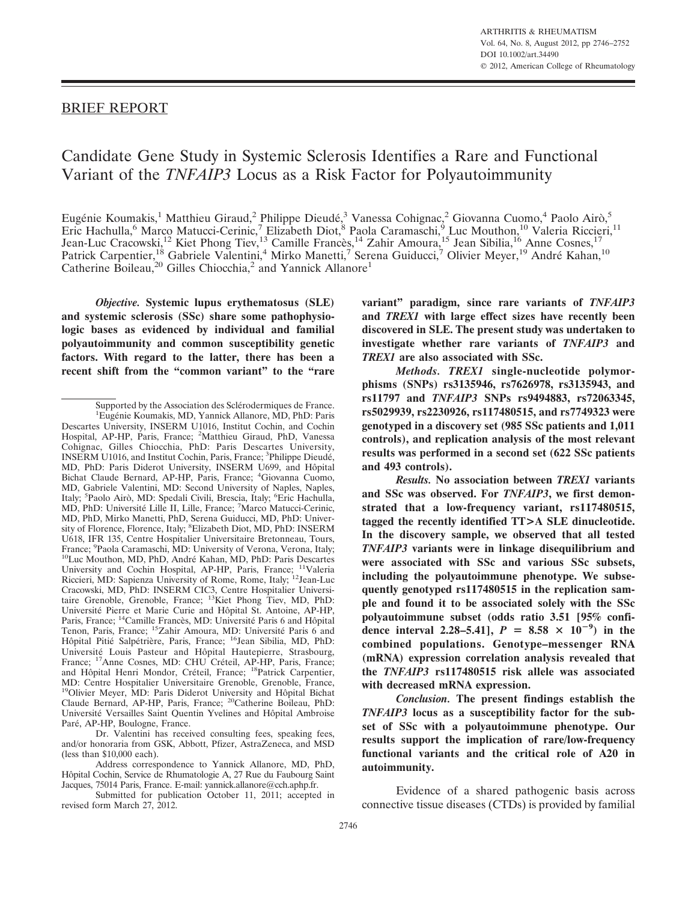BRIEF REPORT

# Candidate Gene Study in Systemic Sclerosis Identifies a Rare and Functional Variant of the *TNFAIP3* Locus as a Risk Factor for Polyautoimmunity

Eugénie Koumakis,[1] Matthieu Giraud,[2] Philippe Dieudé,[3] Vanessa Cohignac,[2] Giovanna Cuomo,[4] Paolo Airò,[5] Eric Hachulla,[6] Marco Matucci-Cerinic,[7] Elizabeth Diot,[8] Paola Caramaschi,[9] Luc Mouthon,[10] Valeria Riccieri,[11] Jean-Luc Cracowski,[12] Kiet Phong Tiev,[13] Camille Francès,[14] Zahir Amoura,[15] Jean Sibilia,[16] Anne Cosnes,[17] Patrick Carpentier,[18] Gabriele Valentini,[4] Mirko Manetti,[7] Serena Guiducci,[7] Olivier Meyer,[19] André Kahan,[10] Catherine Boileau,[20] Gilles Chiocchia,[2] and Yannick Allanore[1]

***Objective.*** **Systemic lupus erythematosus (SLE) and systemic sclerosis (SSc) share some pathophysiologic bases as evidenced by individual and familial polyautoimmunity and common susceptibility genetic factors. With regard to the latter, there has been a recent shift from the "common variant" to the "rare variant" paradigm, since rare variants of *TNFAIP3* and *TREX1* with large effect sizes have recently been discovered in SLE. The present study was undertaken to investigate whether rare variants of *TNFAIP3* and *TREX1* are also associated with SSc.**

***Methods.*** ***TREX1*** **single-nucleotide polymorphisms (SNPs) rs3135946, rs7626978, rs3135943, and rs11797 and *TNFAIP3* SNPs rs9494883, rs72063345, rs5029939, rs2230926, rs117480515, and rs7749323 were genotyped in a discovery set (985 SSc patients and 1,011 controls), and replication analysis of the most relevant results was performed in a second set (622 SSc patients and 493 controls).**

***Results.*** **No association between *TREX1* variants and SSc was observed. For *TNFAIP3*, we first demonstrated that a low-frequency variant, rs117480515, tagged the recently identified TT>A SLE dinucleotide. In the discovery sample, we observed that all tested *TNFAIP3* variants were in linkage disequilibrium and were associated with SSc and various SSc subsets, including the polyautoimmune phenotype. We subsequently genotyped rs117480515 in the replication sample and found it to be associated solely with the SSc polyautoimmune subset (odds ratio 3.51 [95% confidence interval 2.28–5.41], $P = 8.58 \times 10^{-9}$) in the combined populations. Genotype–messenger RNA (mRNA) expression correlation analysis revealed that the *TNFAIP3* rs117480515 risk allele was associated with decreased mRNA expression.**

***Conclusion.*** **The present findings establish the *TNFAIP3* locus as a susceptibility factor for the subset of SSc with a polyautoimmune phenotype. Our results support the implication of rare/low-frequency functional variants and the critical role of A20 in autoimmunity.**

Evidence of a shared pathogenic basis across connective tissue diseases (CTDs) is provided by familial

---

Supported by the Association des Sclérodermiques de France.

[1]Eugénie Koumakis, MD, Yannick Allanore, MD, PhD: Paris Descartes University, INSERM U1016, Institut Cochin, and Cochin Hospital, AP-HP, Paris, France; [2]Matthieu Giraud, PhD, Vanessa Cohignac, Gilles Chiocchia, PhD: Paris Descartes University, INSERM U1016, and Institut Cochin, Paris, France; [3]Philippe Dieudé, MD, PhD: Paris Diderot University, INSERM U699, and Hôpital Bichat Claude Bernard, AP-HP, Paris, France; [4]Giovanna Cuomo, MD, Gabriele Valentini, MD: Second University of Naples, Naples, Italy; [5]Paolo Airò, MD: Spedali Civili, Brescia, Italy; [6]Eric Hachulla, MD, PhD: Université Lille II, Lille, France; [7]Marco Matucci-Cerinic, MD, PhD, Mirko Manetti, PhD, Serena Guiducci, MD, PhD: University of Florence, Florence, Italy; [8]Elizabeth Diot, MD, PhD: INSERM U618, IFR 135, Centre Hospitalier Universitaire Bretonneau, Tours, France; [9]Paola Caramaschi, MD: University of Verona, Verona, Italy; [10]Luc Mouthon, MD, PhD, André Kahan, MD, PhD: Paris Descartes University and Cochin Hospital, AP-HP, Paris, France; [11]Valeria Riccieri, MD: Sapienza University of Rome, Rome, Italy; [12]Jean-Luc Cracowski, MD, PhD: INSERM CIC3, Centre Hospitalier Universitaire Grenoble, Grenoble, France; [13]Kiet Phong Tiev, MD, PhD: Université Pierre et Marie Curie and Hôpital St. Antoine, AP-HP, Paris, France; [14]Camille Francès, MD: Université Paris 6 and Hôpital Tenon, Paris, France; [15]Zahir Amoura, MD: Université Paris 6 and Hôpital Pitié Salpétrière, Paris, France; [16]Jean Sibilia, MD, PhD: Université Louis Pasteur and Hôpital Hautepierre, Strasbourg, France; [17]Anne Cosnes, MD: CHU Créteil, AP-HP, Paris, France; and Hôpital Henri Mondor, Créteil, France; [18]Patrick Carpentier, MD: Centre Hospitalier Universitaire Grenoble, Grenoble, France, [19]Olivier Meyer, MD: Paris Diderot University and Hôpital Bichat Claude Bernard, AP-HP, Paris, France; [20]Catherine Boileau, PhD: Université Versailles Saint Quentin Yvelines and Hôpital Ambroise Paré, AP-HP, Boulogne, France.

Dr. Valentini has received consulting fees, speaking fees, and/or honoraria from GSK, Abbott, Pfizer, AstraZeneca, and MSD (less than $10,000 each).

Address correspondence to Yannick Allanore, MD, PhD, Hôpital Cochin, Service de Rhumatologie A, 27 Rue du Faubourg Saint Jacques, 75014 Paris, France. E-mail: yannick.allanore@cch.aphp.fr.

Submitted for publication October 11, 2011; accepted in revised form March 27, 2012.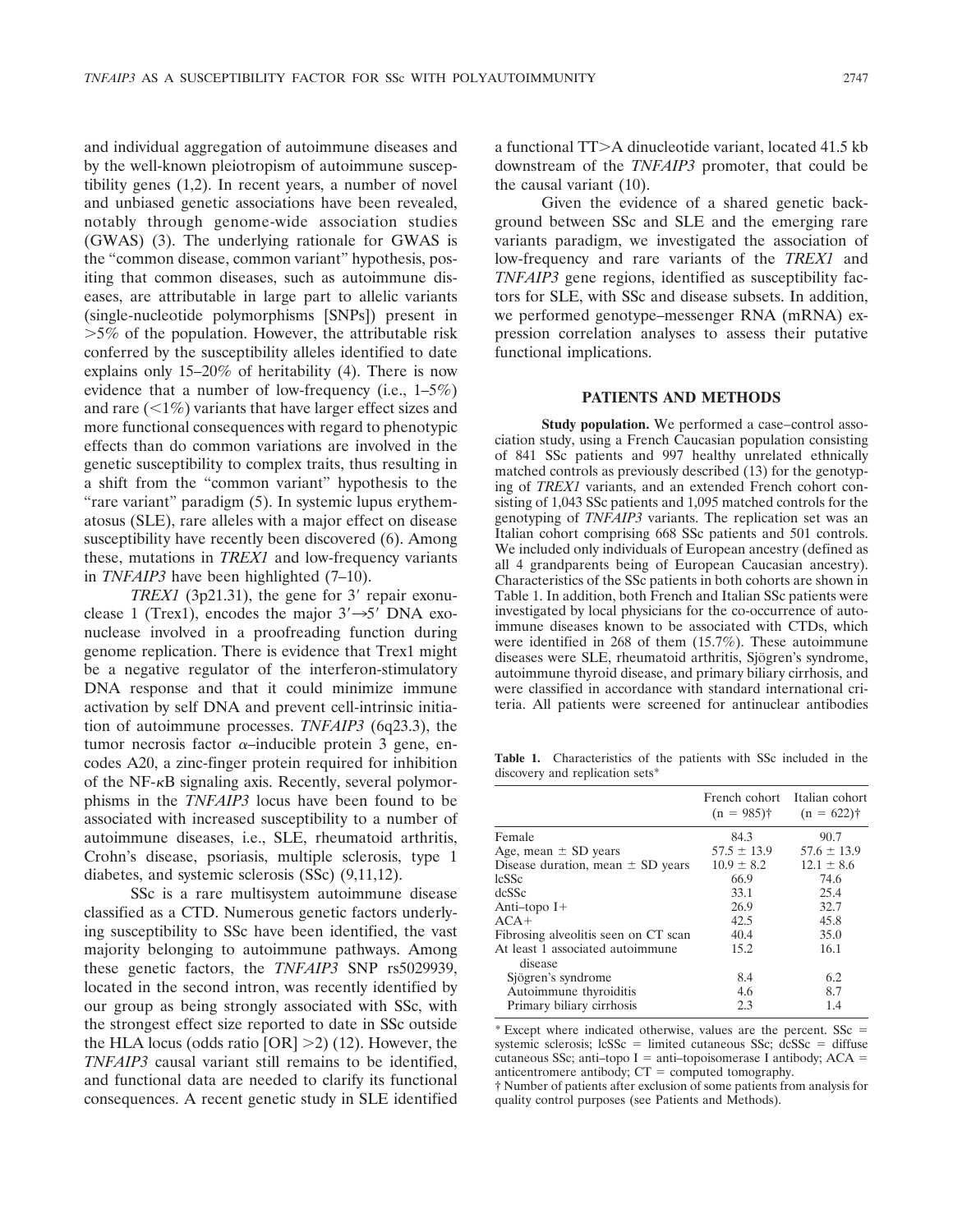and individual aggregation of autoimmune diseases and by the well-known pleiotropism of autoimmune susceptibility genes (1,2). In recent years, a number of novel and unbiased genetic associations have been revealed, notably through genome-wide association studies (GWAS) (3). The underlying rationale for GWAS is the "common disease, common variant" hypothesis, positing that common diseases, such as autoimmune diseases, are attributable in large part to allelic variants (single-nucleotide polymorphisms [SNPs]) present in >5% of the population. However, the attributable risk conferred by the susceptibility alleles identified to date explains only 15–20% of heritability (4). There is now evidence that a number of low-frequency (i.e., 1–5%) and rare (<1%) variants that have larger effect sizes and more functional consequences with regard to phenotypic effects than do common variations are involved in the genetic susceptibility to complex traits, thus resulting in a shift from the "common variant" hypothesis to the "rare variant" paradigm (5). In systemic lupus erythematosus (SLE), rare alleles with a major effect on disease susceptibility have recently been discovered (6). Among these, mutations in *TREX1* and low-frequency variants in *TNFAIP3* have been highlighted (7–10).

*TREX1* (3p21.31), the gene for 3′ repair exonuclease 1 (Trex1), encodes the major 3′→5′ DNA exonuclease involved in a proofreading function during genome replication. There is evidence that Trex1 might be a negative regulator of the interferon-stimulatory DNA response and that it could minimize immune activation by self DNA and prevent cell-intrinsic initiation of autoimmune processes. *TNFAIP3* (6q23.3), the tumor necrosis factor α–inducible protein 3 gene, encodes A20, a zinc-finger protein required for inhibition of the NF-κB signaling axis. Recently, several polymorphisms in the *TNFAIP3* locus have been found to be associated with increased susceptibility to a number of autoimmune diseases, i.e., SLE, rheumatoid arthritis, Crohn's disease, psoriasis, multiple sclerosis, type 1 diabetes, and systemic sclerosis (SSc) (9,11,12).

SSc is a rare multisystem autoimmune disease classified as a CTD. Numerous genetic factors underlying susceptibility to SSc have been identified, the vast majority belonging to autoimmune pathways. Among these genetic factors, the *TNFAIP3* SNP rs5029939, located in the second intron, was recently identified by our group as being strongly associated with SSc, with the strongest effect size reported to date in SSc outside the HLA locus (odds ratio [OR] >2) (12). However, the *TNFAIP3* causal variant still remains to be identified, and functional data are needed to clarify its functional consequences. A recent genetic study in SLE identified a functional TT>A dinucleotide variant, located 41.5 kb downstream of the *TNFAIP3* promoter, that could be the causal variant (10).

Given the evidence of a shared genetic background between SSc and SLE and the emerging rare variants paradigm, we investigated the association of low-frequency and rare variants of the *TREX1* and *TNFAIP3* gene regions, identified as susceptibility factors for SLE, with SSc and disease subsets. In addition, we performed genotype–messenger RNA (mRNA) expression correlation analyses to assess their putative functional implications.

## PATIENTS AND METHODS

**Study population.** We performed a case–control association study, using a French Caucasian population consisting of 841 SSc patients and 997 healthy unrelated ethnically matched controls as previously described (13) for the genotyping of *TREX1* variants, and an extended French cohort consisting of 1,043 SSc patients and 1,095 matched controls for the genotyping of *TNFAIP3* variants. The replication set was an Italian cohort comprising 668 SSc patients and 501 controls. We included only individuals of European ancestry (defined as all 4 grandparents being of European Caucasian ancestry). Characteristics of the SSc patients in both cohorts are shown in Table 1. In addition, both French and Italian SSc patients were investigated by local physicians for the co-occurrence of autoimmune diseases known to be associated with CTDs, which were identified in 268 of them (15.7%). These autoimmune diseases were SLE, rheumatoid arthritis, Sjögren's syndrome, autoimmune thyroid disease, and primary biliary cirrhosis, and were classified in accordance with standard international criteria. All patients were screened for antinuclear antibodies

**Table 1.** Characteristics of the patients with SSc included in the discovery and replication sets*

| | French cohort (n = 985)† | Italian cohort (n = 622)† |
|---|---|---|
| Female | 84.3 | 90.7 |
| Age, mean ± SD years | 57.5 ± 13.9 | 57.6 ± 13.9 |
| Disease duration, mean ± SD years | 10.9 ± 8.2 | 12.1 ± 8.6 |
| lcSSc | 66.9 | 74.6 |
| dcSSc | 33.1 | 25.4 |
| Anti–topo I+ | 26.9 | 32.7 |
| ACA+ | 42.5 | 45.8 |
| Fibrosing alveolitis seen on CT scan | 40.4 | 35.0 |
| At least 1 associated autoimmune disease | 15.2 | 16.1 |
| Sjögren's syndrome | 8.4 | 6.2 |
| Autoimmune thyroiditis | 4.6 | 8.7 |
| Primary biliary cirrhosis | 2.3 | 1.4 |

* Except where indicated otherwise, values are the percent. SSc = systemic sclerosis; lcSSc = limited cutaneous SSc; dcSSc = diffuse cutaneous SSc; anti–topo I = anti–topoisomerase I antibody; ACA = anticentromere antibody; CT = computed tomography.
† Number of patients after exclusion of some patients from analysis for quality control purposes (see Patients and Methods).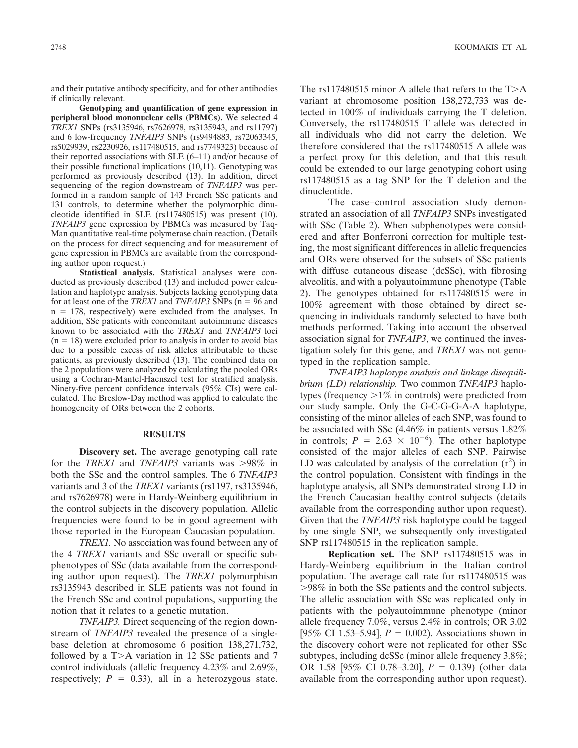and their putative antibody specificity, and for other antibodies if clinically relevant.

**Genotyping and quantification of gene expression in peripheral blood mononuclear cells (PBMCs).** We selected 4 *TREX1* SNPs (rs3135946, rs7626978, rs3135943, and rs11797) and 6 low-frequency *TNFAIP3* SNPs (rs9494883, rs72063345, rs5029939, rs2230926, rs117480515, and rs7749323) because of their reported associations with SLE (6–11) and/or because of their possible functional implications (10,11). Genotyping was performed as previously described (13). In addition, direct sequencing of the region downstream of *TNFAIP3* was performed in a random sample of 143 French SSc patients and 131 controls, to determine whether the polymorphic dinucleotide identified in SLE (rs117480515) was present (10). *TNFAIP3* gene expression by PBMCs was measured by TaqMan quantitative real-time polymerase chain reaction. (Details on the process for direct sequencing and for measurement of gene expression in PBMCs are available from the corresponding author upon request.)

**Statistical analysis.** Statistical analyses were conducted as previously described (13) and included power calculation and haplotype analysis. Subjects lacking genotyping data for at least one of the *TREX1* and *TNFAIP3* SNPs (n = 96 and n = 178, respectively) were excluded from the analyses. In addition, SSc patients with concomitant autoimmune diseases known to be associated with the *TREX1* and *TNFAIP3* loci (n = 18) were excluded prior to analysis in order to avoid bias due to a possible excess of risk alleles attributable to these patients, as previously described (13). The combined data on the 2 populations were analyzed by calculating the pooled ORs using a Cochran-Mantel-Haenszel test for stratified analysis. Ninety-five percent confidence intervals (95% CIs) were calculated. The Breslow-Day method was applied to calculate the homogeneity of ORs between the 2 cohorts.

## RESULTS

**Discovery set.** The average genotyping call rate for the *TREX1* and *TNFAIP3* variants was >98% in both the SSc and the control samples. The 6 *TNFAIP3* variants and 3 of the *TREX1* variants (rs1197, rs3135946, and rs7626978) were in Hardy-Weinberg equilibrium in the control subjects in the discovery population. Allelic frequencies were found to be in good agreement with those reported in the European Caucasian population.

*TREX1.* No association was found between any of the 4 *TREX1* variants and SSc overall or specific subphenotypes of SSc (data available from the corresponding author upon request). The *TREX1* polymorphism rs3135943 described in SLE patients was not found in the French SSc and control populations, supporting the notion that it relates to a genetic mutation.

*TNFAIP3.* Direct sequencing of the region downstream of *TNFAIP3* revealed the presence of a single-base deletion at chromosome 6 position 138,271,732, followed by a T>A variation in 12 SSc patients and 7 control individuals (allelic frequency 4.23% and 2.69%, respectively; $P = 0.33$), all in a heterozygous state. The rs117480515 minor A allele that refers to the T>A variant at chromosome position 138,272,733 was detected in 100% of individuals carrying the T deletion. Conversely, the rs117480515 T allele was detected in all individuals who did not carry the deletion. We therefore considered that the rs117480515 A allele was a perfect proxy for this deletion, and that this result could be extended to our large genotyping cohort using rs117480515 as a tag SNP for the T deletion and the dinucleotide.

The case–control association study demonstrated an association of all *TNFAIP3* SNPs investigated with SSc (Table 2). When subphenotypes were considered and after Bonferroni correction for multiple testing, the most significant differences in allelic frequencies and ORs were observed for the subsets of SSc patients with diffuse cutaneous disease (dcSSc), with fibrosing alveolitis, and with a polyautoimmune phenotype (Table 2). The genotypes obtained for rs117480515 were in 100% agreement with those obtained by direct sequencing in individuals randomly selected to have both methods performed. Taking into account the observed association signal for *TNFAIP3*, we continued the investigation solely for this gene, and *TREX1* was not genotyped in the replication sample.

*TNFAIP3 haplotype analysis and linkage disequilibrium (LD) relationship.* Two common *TNFAIP3* haplotypes (frequency >1% in controls) were predicted from our study sample. Only the G-C-G-G-A-A haplotype, consisting of the minor alleles of each SNP, was found to be associated with SSc (4.46% in patients versus 1.82% in controls; $P = 2.63 \times 10^{-6}$). The other haplotype consisted of the major alleles of each SNP. Pairwise LD was calculated by analysis of the correlation ($r^2$) in the control population. Consistent with findings in the haplotype analysis, all SNPs demonstrated strong LD in the French Caucasian healthy control subjects (details available from the corresponding author upon request). Given that the *TNFAIP3* risk haplotype could be tagged by one single SNP, we subsequently only investigated SNP rs117480515 in the replication sample.

**Replication set.** The SNP rs117480515 was in Hardy-Weinberg equilibrium in the Italian control population. The average call rate for rs117480515 was >98% in both the SSc patients and the control subjects. The allelic association with SSc was replicated only in patients with the polyautoimmune phenotype (minor allele frequency 7.0%, versus 2.4% in controls; OR 3.02 [95% CI 1.53–5.94], $P = 0.002$). Associations shown in the discovery cohort were not replicated for other SSc subtypes, including dcSSc (minor allele frequency 3.8%; OR 1.58 [95% CI 0.78–3.20], $P = 0.139$) (other data available from the corresponding author upon request).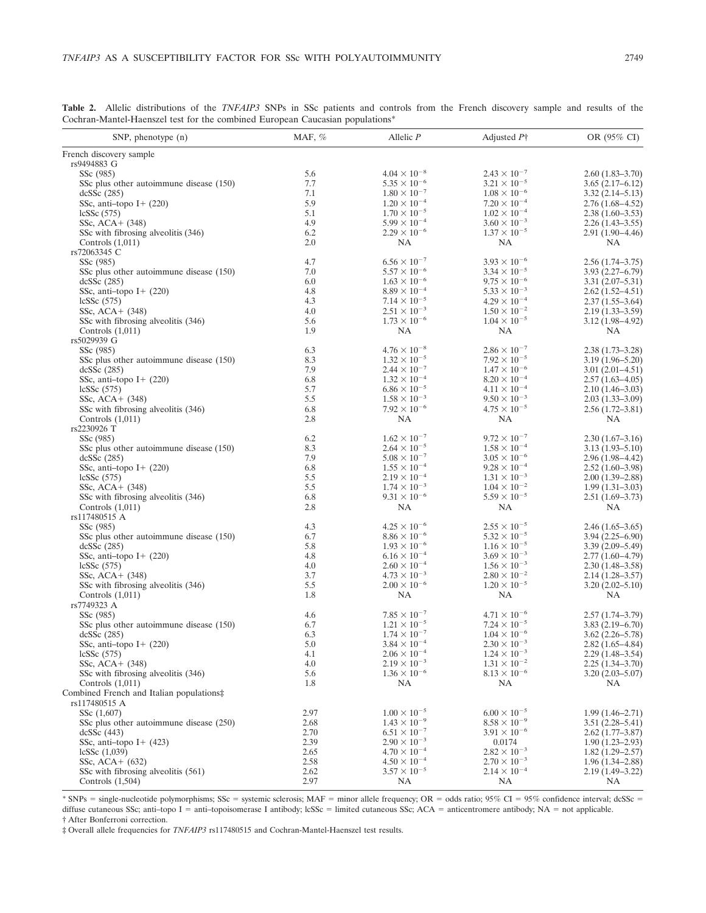**Table 2.** Allelic distributions of the *TNFAIP3* SNPs in SSc patients and controls from the French discovery sample and results of the Cochran-Mantel-Haenszel test for the combined European Caucasian populations*

| SNP, phenotype (n) | MAF, % | Allelic *P* | Adjusted *P*† | OR (95% CI) |
|---|---|---|---|---|
| French discovery sample | | | | |
| rs9494883 G | | | | |
| SSc (985) | 5.6 | $4.04 \times 10^{-8}$ | $2.43 \times 10^{-7}$ | 2.60 (1.83–3.70) |
| SSc plus other autoimmune disease (150) | 7.7 | $5.35 \times 10^{-6}$ | $3.21 \times 10^{-5}$ | 3.65 (2.17–6.12) |
| dcSSc (285) | 7.1 | $1.80 \times 10^{-7}$ | $1.08 \times 10^{-6}$ | 3.32 (2.14–5.13) |
| SSc, anti–topo I+ (220) | 5.9 | $1.20 \times 10^{-4}$ | $7.20 \times 10^{-4}$ | 2.76 (1.68–4.52) |
| lcSSc (575) | 5.1 | $1.70 \times 10^{-5}$ | $1.02 \times 10^{-4}$ | 2.38 (1.60–3.53) |
| SSc, ACA+ (348) | 4.9 | $5.99 \times 10^{-4}$ | $3.60 \times 10^{-3}$ | 2.26 (1.43–3.55) |
| SSc with fibrosing alveolitis (346) | 6.2 | $2.29 \times 10^{-6}$ | $1.37 \times 10^{-5}$ | 2.91 (1.90–4.46) |
| Controls (1,011) | 2.0 | NA | NA | NA |
| rs72063345 C | | | | |
| SSc (985) | 4.7 | $6.56 \times 10^{-7}$ | $3.93 \times 10^{-6}$ | 2.56 (1.74–3.75) |
| SSc plus other autoimmune disease (150) | 7.0 | $5.57 \times 10^{-6}$ | $3.34 \times 10^{-5}$ | 3.93 (2.27–6.79) |
| dcSSc (285) | 6.0 | $1.63 \times 10^{-6}$ | $9.75 \times 10^{-6}$ | 3.31 (2.07–5.31) |
| SSc, anti–topo I+ (220) | 4.8 | $8.89 \times 10^{-4}$ | $5.33 \times 10^{-3}$ | 2.62 (1.52–4.51) |
| lcSSc (575) | 4.3 | $7.14 \times 10^{-5}$ | $4.29 \times 10^{-4}$ | 2.37 (1.55–3.64) |
| SSc, ACA+ (348) | 4.0 | $2.51 \times 10^{-3}$ | $1.50 \times 10^{-2}$ | 2.19 (1.33–3.59) |
| SSc with fibrosing alveolitis (346) | 5.6 | $1.73 \times 10^{-6}$ | $1.04 \times 10^{-5}$ | 3.12 (1.98–4.92) |
| Controls (1,011) | 1.9 | NA | NA | NA |
| rs5029939 G | | | | |
| SSc (985) | 6.3 | $4.76 \times 10^{-8}$ | $2.86 \times 10^{-7}$ | 2.38 (1.73–3.28) |
| SSc plus other autoimmune disease (150) | 8.3 | $1.32 \times 10^{-5}$ | $7.92 \times 10^{-5}$ | 3.19 (1.96–5.20) |
| dcSSc (285) | 7.9 | $2.44 \times 10^{-7}$ | $1.47 \times 10^{-6}$ | 3.01 (2.01–4.51) |
| SSc, anti–topo I+ (220) | 6.8 | $1.32 \times 10^{-4}$ | $8.20 \times 10^{-4}$ | 2.57 (1.63–4.05) |
| lcSSc (575) | 5.7 | $6.86 \times 10^{-5}$ | $4.11 \times 10^{-4}$ | 2.10 (1.46–3.03) |
| SSc, ACA+ (348) | 5.5 | $1.58 \times 10^{-3}$ | $9.50 \times 10^{-3}$ | 2.03 (1.33–3.09) |
| SSc with fibrosing alveolitis (346) | 6.8 | $7.92 \times 10^{-6}$ | $4.75 \times 10^{-5}$ | 2.56 (1.72–3.81) |
| Controls (1,011) | 2.8 | NA | NA | NA |
| rs2230926 T | | | | |
| SSc (985) | 6.2 | $1.62 \times 10^{-7}$ | $9.72 \times 10^{-7}$ | 2.30 (1.67–3.16) |
| SSc plus other autoimmune disease (150) | 8.3 | $2.64 \times 10^{-5}$ | $1.58 \times 10^{-4}$ | 3.13 (1.93–5.10) |
| dcSSc (285) | 7.9 | $5.08 \times 10^{-7}$ | $3.05 \times 10^{-6}$ | 2.96 (1.98–4.42) |
| SSc, anti–topo I+ (220) | 6.8 | $1.55 \times 10^{-4}$ | $9.28 \times 10^{-4}$ | 2.52 (1.60–3.98) |
| lcSSc (575) | 5.5 | $2.19 \times 10^{-4}$ | $1.31 \times 10^{-3}$ | 2.00 (1.39–2.88) |
| SSc, ACA+ (348) | 5.5 | $1.74 \times 10^{-3}$ | $1.04 \times 10^{-2}$ | 1.99 (1.31–3.03) |
| SSc with fibrosing alveolitis (346) | 6.8 | $9.31 \times 10^{-6}$ | $5.59 \times 10^{-5}$ | 2.51 (1.69–3.73) |
| Controls (1,011) | 2.8 | NA | NA | NA |
| rs117480515 A | | | | |
| SSc (985) | 4.3 | $4.25 \times 10^{-6}$ | $2.55 \times 10^{-5}$ | 2.46 (1.65–3.65) |
| SSc plus other autoimmune disease (150) | 6.7 | $8.86 \times 10^{-6}$ | $5.32 \times 10^{-5}$ | 3.94 (2.25–6.90) |
| dcSSc (285) | 5.8 | $1.93 \times 10^{-6}$ | $1.16 \times 10^{-5}$ | 3.39 (2.09–5.49) |
| SSc, anti–topo I+ (220) | 4.8 | $6.16 \times 10^{-4}$ | $3.69 \times 10^{-3}$ | 2.77 (1.60–4.79) |
| lcSSc (575) | 4.0 | $2.60 \times 10^{-4}$ | $1.56 \times 10^{-3}$ | 2.30 (1.48–3.58) |
| SSc, ACA+ (348) | 3.7 | $4.73 \times 10^{-3}$ | $2.80 \times 10^{-2}$ | 2.14 (1.28–3.57) |
| SSc with fibrosing alveolitis (346) | 5.5 | $2.00 \times 10^{-6}$ | $1.20 \times 10^{-5}$ | 3.20 (2.02–5.10) |
| Controls (1,011) | 1.8 | NA | NA | NA |
| rs7749323 A | | | | |
| SSc (985) | 4.6 | $7.85 \times 10^{-7}$ | $4.71 \times 10^{-6}$ | 2.57 (1.74–3.79) |
| SSc plus other autoimmune disease (150) | 6.7 | $1.21 \times 10^{-5}$ | $7.24 \times 10^{-5}$ | 3.83 (2.19–6.70) |
| dcSSc (285) | 6.3 | $1.74 \times 10^{-7}$ | $1.04 \times 10^{-6}$ | 3.62 (2.26–5.78) |
| SSc, anti–topo I+ (220) | 5.0 | $3.84 \times 10^{-4}$ | $2.30 \times 10^{-3}$ | 2.82 (1.65–4.84) |
| lcSSc (575) | 4.1 | $2.06 \times 10^{-4}$ | $1.24 \times 10^{-3}$ | 2.29 (1.48–3.54) |
| SSc, ACA+ (348) | 4.0 | $2.19 \times 10^{-3}$ | $1.31 \times 10^{-2}$ | 2.25 (1.34–3.70) |
| SSc with fibrosing alveolitis (346) | 5.6 | $1.36 \times 10^{-6}$ | $8.13 \times 10^{-6}$ | 3.20 (2.03–5.07) |
| Controls (1,011) | 1.8 | NA | NA | NA |
| Combined French and Italian populations‡ | | | | |
| rs117480515 A | | | | |
| SSc (1,607) | 2.97 | $1.00 \times 10^{-5}$ | $6.00 \times 10^{-5}$ | 1.99 (1.46–2.71) |
| SSc plus other autoimmune disease (250) | 2.68 | $1.43 \times 10^{-9}$ | $8.58 \times 10^{-9}$ | 3.51 (2.28–5.41) |
| dcSSc (443) | 2.70 | $6.51 \times 10^{-7}$ | $3.91 \times 10^{-6}$ | 2.62 (1.77–3.87) |
| SSc, anti–topo I+ (423) | 2.39 | $2.90 \times 10^{-3}$ | 0.0174 | 1.90 (1.23–2.93) |
| lcSSc (1,039) | 2.65 | $4.70 \times 10^{-4}$ | $2.82 \times 10^{-3}$ | 1.82 (1.29–2.57) |
| SSc, ACA+ (632) | 2.58 | $4.50 \times 10^{-4}$ | $2.70 \times 10^{-3}$ | 1.96 (1.34–2.88) |
| SSc with fibrosing alveolitis (561) | 2.62 | $3.57 \times 10^{-5}$ | $2.14 \times 10^{-4}$ | 2.19 (1.49–3.22) |
| Controls (1,504) | 2.97 | NA | NA | NA |

\* SNPs = single-nucleotide polymorphisms; SSc = systemic sclerosis; MAF = minor allele frequency; OR = odds ratio; 95% CI = 95% confidence interval; dcSSc = diffuse cutaneous SSc; anti–topo I = anti–topoisomerase I antibody; lcSSc = limited cutaneous SSc; ACA = anticentromere antibody; NA = not applicable.

† After Bonferroni correction.

‡ Overall allele frequencies for *TNFAIP3* rs117480515 and Cochran-Mantel-Haenszel test results.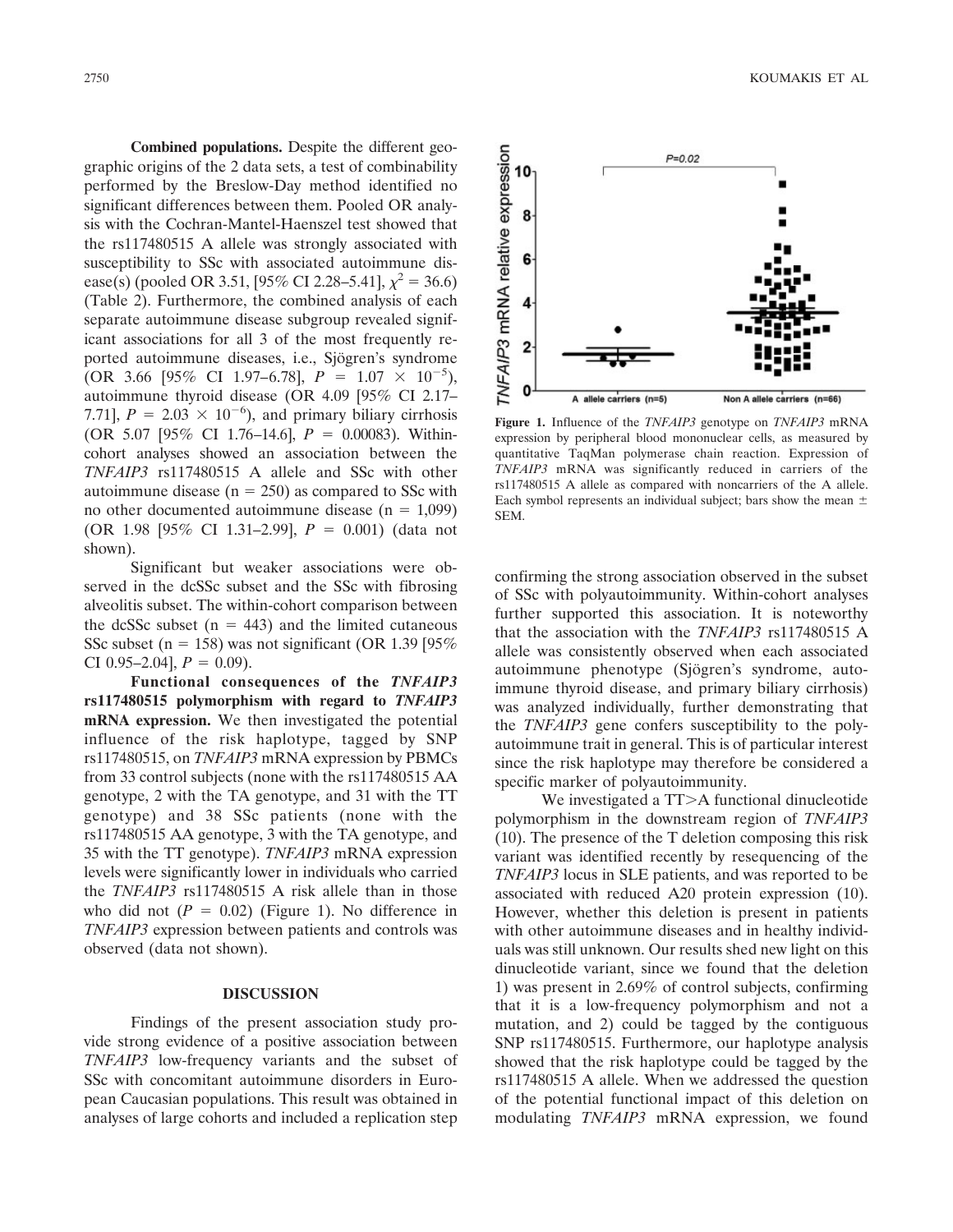**Combined populations.** Despite the different geographic origins of the 2 data sets, a test of combinability performed by the Breslow-Day method identified no significant differences between them. Pooled OR analysis with the Cochran-Mantel-Haenszel test showed that the rs117480515 A allele was strongly associated with susceptibility to SSc with associated autoimmune disease(s) (pooled OR 3.51, [95% CI 2.28–5.41], $\chi^2 = 36.6$) (Table 2). Furthermore, the combined analysis of each separate autoimmune disease subgroup revealed significant associations for all 3 of the most frequently reported autoimmune diseases, i.e., Sjögren's syndrome (OR 3.66 [95% CI 1.97–6.78], $P = 1.07 \times 10^{-5}$), autoimmune thyroid disease (OR 4.09 [95% CI 2.17–7.71], $P = 2.03 \times 10^{-6}$), and primary biliary cirrhosis (OR 5.07 [95% CI 1.76–14.6], $P = 0.00083$). Within-cohort analyses showed an association between the *TNFAIP3* rs117480515 A allele and SSc with other autoimmune disease (n = 250) as compared to SSc with no other documented autoimmune disease (n = 1,099) (OR 1.98 [95% CI 1.31–2.99], $P = 0.001$) (data not shown).

Significant but weaker associations were observed in the dcSSc subset and the SSc with fibrosing alveolitis subset. The within-cohort comparison between the dcSSc subset (n = 443) and the limited cutaneous SSc subset (n = 158) was not significant (OR 1.39 [95% CI 0.95–2.04], $P = 0.09$).

**Functional consequences of the *TNFAIP3* rs117480515 polymorphism with regard to *TNFAIP3* mRNA expression.** We then investigated the potential influence of the risk haplotype, tagged by SNP rs117480515, on *TNFAIP3* mRNA expression by PBMCs from 33 control subjects (none with the rs117480515 AA genotype, 2 with the TA genotype, and 31 with the TT genotype) and 38 SSc patients (none with the rs117480515 AA genotype, 3 with the TA genotype, and 35 with the TT genotype). *TNFAIP3* mRNA expression levels were significantly lower in individuals who carried the *TNFAIP3* rs117480515 A risk allele than in those who did not ($P = 0.02$) (Figure 1). No difference in *TNFAIP3* expression between patients and controls was observed (data not shown).

**Figure 1.** Influence of the *TNFAIP3* genotype on *TNFAIP3* mRNA expression by peripheral blood mononuclear cells, as measured by quantitative TaqMan polymerase chain reaction. Expression of *TNFAIP3* mRNA was significantly reduced in carriers of the rs117480515 A allele as compared with noncarriers of the A allele. Each symbol represents an individual subject; bars show the mean ± SEM.

## DISCUSSION

Findings of the present association study provide strong evidence of a positive association between *TNFAIP3* low-frequency variants and the subset of SSc with concomitant autoimmune disorders in European Caucasian populations. This result was obtained in analyses of large cohorts and included a replication step confirming the strong association observed in the subset of SSc with polyautoimmunity. Within-cohort analyses further supported this association. It is noteworthy that the association with the *TNFAIP3* rs117480515 A allele was consistently observed when each associated autoimmune phenotype (Sjögren's syndrome, autoimmune thyroid disease, and primary biliary cirrhosis) was analyzed individually, further demonstrating that the *TNFAIP3* gene confers susceptibility to the polyautoimmune trait in general. This is of particular interest since the risk haplotype may therefore be considered a specific marker of polyautoimmunity.

We investigated a TT>A functional dinucleotide polymorphism in the downstream region of *TNFAIP3* (10). The presence of the T deletion composing this risk variant was identified recently by resequencing of the *TNFAIP3* locus in SLE patients, and was reported to be associated with reduced A20 protein expression (10). However, whether this deletion is present in patients with other autoimmune diseases and in healthy individuals was still unknown. Our results shed new light on this dinucleotide variant, since we found that the deletion 1) was present in 2.69% of control subjects, confirming that it is a low-frequency polymorphism and not a mutation, and 2) could be tagged by the contiguous SNP rs117480515. Furthermore, our haplotype analysis showed that the risk haplotype could be tagged by the rs117480515 A allele. When we addressed the question of the potential functional impact of this deletion on modulating *TNFAIP3* mRNA expression, we found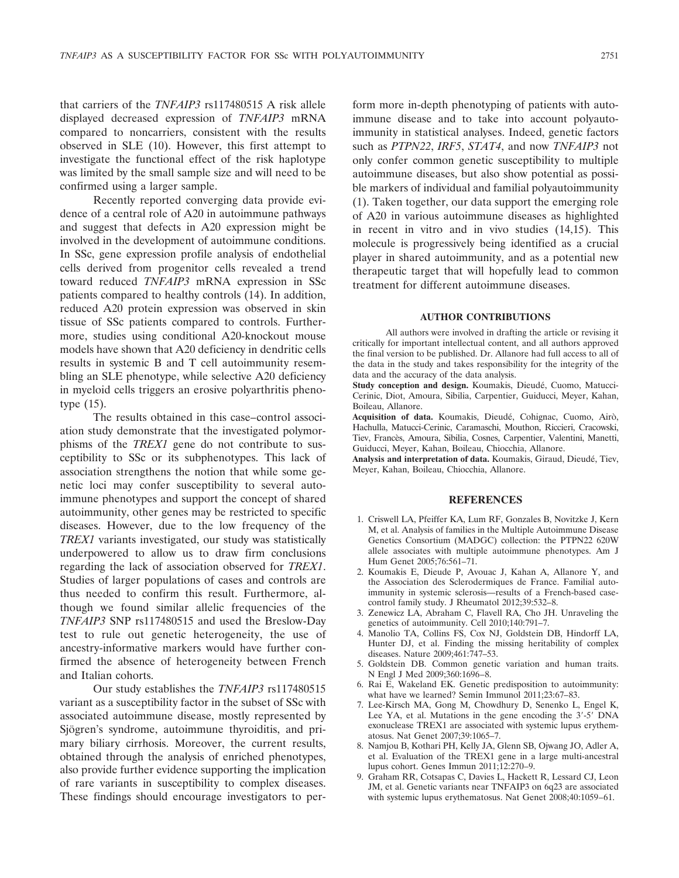that carriers of the *TNFAIP3* rs117480515 A risk allele displayed decreased expression of *TNFAIP3* mRNA compared to noncarriers, consistent with the results observed in SLE (10). However, this first attempt to investigate the functional effect of the risk haplotype was limited by the small sample size and will need to be confirmed using a larger sample.

Recently reported converging data provide evidence of a central role of A20 in autoimmune pathways and suggest that defects in A20 expression might be involved in the development of autoimmune conditions. In SSc, gene expression profile analysis of endothelial cells derived from progenitor cells revealed a trend toward reduced *TNFAIP3* mRNA expression in SSc patients compared to healthy controls (14). In addition, reduced A20 protein expression was observed in skin tissue of SSc patients compared to controls. Furthermore, studies using conditional A20-knockout mouse models have shown that A20 deficiency in dendritic cells results in systemic B and T cell autoimmunity resembling an SLE phenotype, while selective A20 deficiency in myeloid cells triggers an erosive polyarthritis phenotype (15).

The results obtained in this case–control association study demonstrate that the investigated polymorphisms of the *TREX1* gene do not contribute to susceptibility to SSc or its subphenotypes. This lack of association strengthens the notion that while some genetic loci may confer susceptibility to several autoimmune phenotypes and support the concept of shared autoimmunity, other genes may be restricted to specific diseases. However, due to the low frequency of the *TREX1* variants investigated, our study was statistically underpowered to allow us to draw firm conclusions regarding the lack of association observed for *TREX1*. Studies of larger populations of cases and controls are thus needed to confirm this result. Furthermore, although we found similar allelic frequencies of the *TNFAIP3* SNP rs117480515 and used the Breslow-Day test to rule out genetic heterogeneity, the use of ancestry-informative markers would have further confirmed the absence of heterogeneity between French and Italian cohorts.

Our study establishes the *TNFAIP3* rs117480515 variant as a susceptibility factor in the subset of SSc with associated autoimmune disease, mostly represented by Sjögren's syndrome, autoimmune thyroiditis, and primary biliary cirrhosis. Moreover, the current results, obtained through the analysis of enriched phenotypes, also provide further evidence supporting the implication of rare variants in susceptibility to complex diseases. These findings should encourage investigators to perform more in-depth phenotyping of patients with autoimmune disease and to take into account polyautoimmunity in statistical analyses. Indeed, genetic factors such as *PTPN22*, *IRF5*, *STAT4*, and now *TNFAIP3* not only confer common genetic susceptibility to multiple autoimmune diseases, but also show potential as possible markers of individual and familial polyautoimmunity (1). Taken together, our data support the emerging role of A20 in various autoimmune diseases as highlighted in recent in vitro and in vivo studies (14,15). This molecule is progressively being identified as a crucial player in shared autoimmunity, and as a potential new therapeutic target that will hopefully lead to common treatment for different autoimmune diseases.

## AUTHOR CONTRIBUTIONS

All authors were involved in drafting the article or revising it critically for important intellectual content, and all authors approved the final version to be published. Dr. Allanore had full access to all of the data in the study and takes responsibility for the integrity of the data and the accuracy of the data analysis.

**Study conception and design.** Koumakis, Dieudé, Cuomo, Matucci-Cerinic, Diot, Amoura, Sibilia, Carpentier, Guiducci, Meyer, Kahan, Boileau, Allanore.

**Acquisition of data.** Koumakis, Dieudé, Cohignac, Cuomo, Airò, Hachulla, Matucci-Cerinic, Caramaschi, Mouthon, Riccieri, Cracowski, Tiev, Francès, Amoura, Sibilia, Cosnes, Carpentier, Valentini, Manetti, Guiducci, Meyer, Kahan, Boileau, Chiocchia, Allanore.

**Analysis and interpretation of data.** Koumakis, Giraud, Dieudé, Tiev, Meyer, Kahan, Boileau, Chiocchia, Allanore.

## REFERENCES

1. Criswell LA, Pfeiffer KA, Lum RF, Gonzales B, Novitzke J, Kern M, et al. Analysis of families in the Multiple Autoimmune Disease Genetics Consortium (MADGC) collection: the PTPN22 620W allele associates with multiple autoimmune phenotypes. Am J Hum Genet 2005;76:561–71.
2. Koumakis E, Dieude P, Avouac J, Kahan A, Allanore Y, and the Association des Sclerodermiques de France. Familial autoimmunity in systemic sclerosis—results of a French-based case-control family study. J Rheumatol 2012;39:532–8.
3. Zenewicz LA, Abraham C, Flavell RA, Cho JH. Unraveling the genetics of autoimmunity. Cell 2010;140:791–7.
4. Manolio TA, Collins FS, Cox NJ, Goldstein DB, Hindorff LA, Hunter DJ, et al. Finding the missing heritability of complex diseases. Nature 2009;461:747–53.
5. Goldstein DB. Common genetic variation and human traits. N Engl J Med 2009;360:1696–8.
6. Rai E, Wakeland EK. Genetic predisposition to autoimmunity: what have we learned? Semin Immunol 2011;23:67–83.
7. Lee-Kirsch MA, Gong M, Chowdhury D, Senenko L, Engel K, Lee YA, et al. Mutations in the gene encoding the 3′-5′ DNA exonuclease TREX1 are associated with systemic lupus erythematosus. Nat Genet 2007;39:1065–7.
8. Namjou B, Kothari PH, Kelly JA, Glenn SB, Ojwang JO, Adler A, et al. Evaluation of the TREX1 gene in a large multi-ancestral lupus cohort. Genes Immun 2011;12:270–9.
9. Graham RR, Cotsapas C, Davies L, Hackett R, Lessard CJ, Leon JM, et al. Genetic variants near TNFAIP3 on 6q23 are associated with systemic lupus erythematosus. Nat Genet 2008;40:1059–61.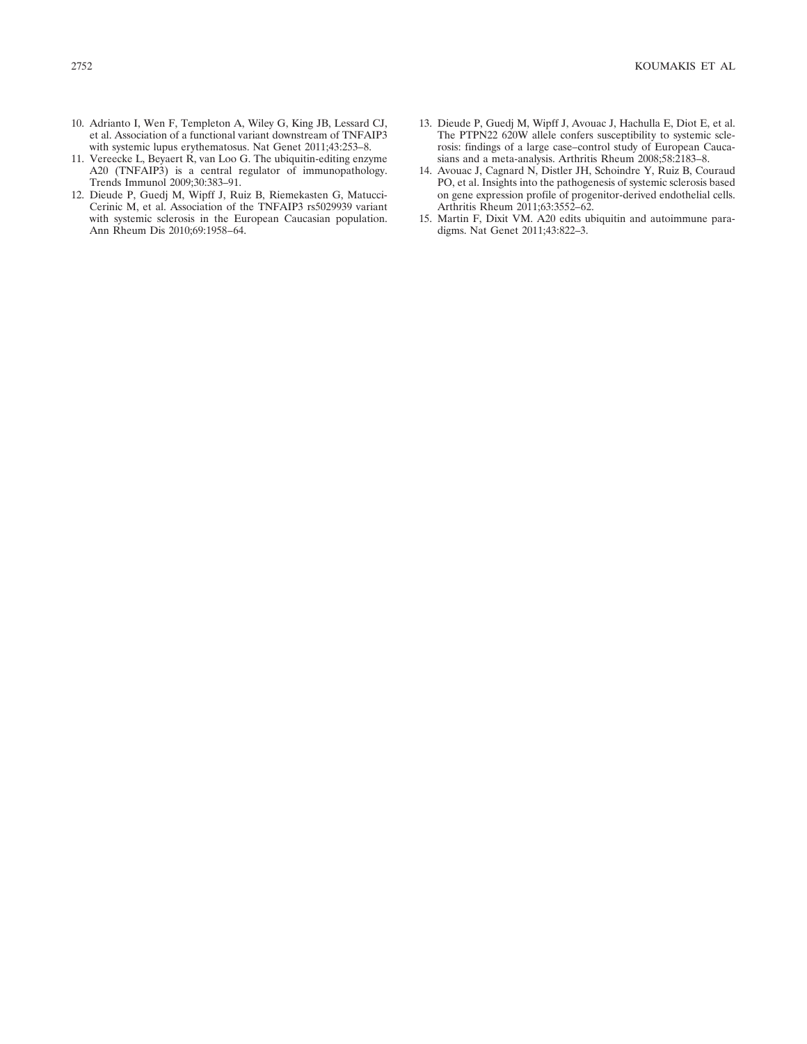10. Adrianto I, Wen F, Templeton A, Wiley G, King JB, Lessard CJ, et al. Association of a functional variant downstream of TNFAIP3 with systemic lupus erythematosus. Nat Genet 2011;43:253–8.
11. Vereecke L, Beyaert R, van Loo G. The ubiquitin-editing enzyme A20 (TNFAIP3) is a central regulator of immunopathology. Trends Immunol 2009;30:383–91.
12. Dieude P, Guedj M, Wipff J, Ruiz B, Riemekasten G, Matucci-Cerinic M, et al. Association of the TNFAIP3 rs5029939 variant with systemic sclerosis in the European Caucasian population. Ann Rheum Dis 2010;69:1958–64.
13. Dieude P, Guedj M, Wipff J, Avouac J, Hachulla E, Diot E, et al. The PTPN22 620W allele confers susceptibility to systemic sclerosis: findings of a large case–control study of European Caucasians and a meta-analysis. Arthritis Rheum 2008;58:2183–8.
14. Avouac J, Cagnard N, Distler JH, Schoindre Y, Ruiz B, Couraud PO, et al. Insights into the pathogenesis of systemic sclerosis based on gene expression profile of progenitor-derived endothelial cells. Arthritis Rheum 2011;63:3552–62.
15. Martin F, Dixit VM. A20 edits ubiquitin and autoimmune paradigms. Nat Genet 2011;43:822–3.